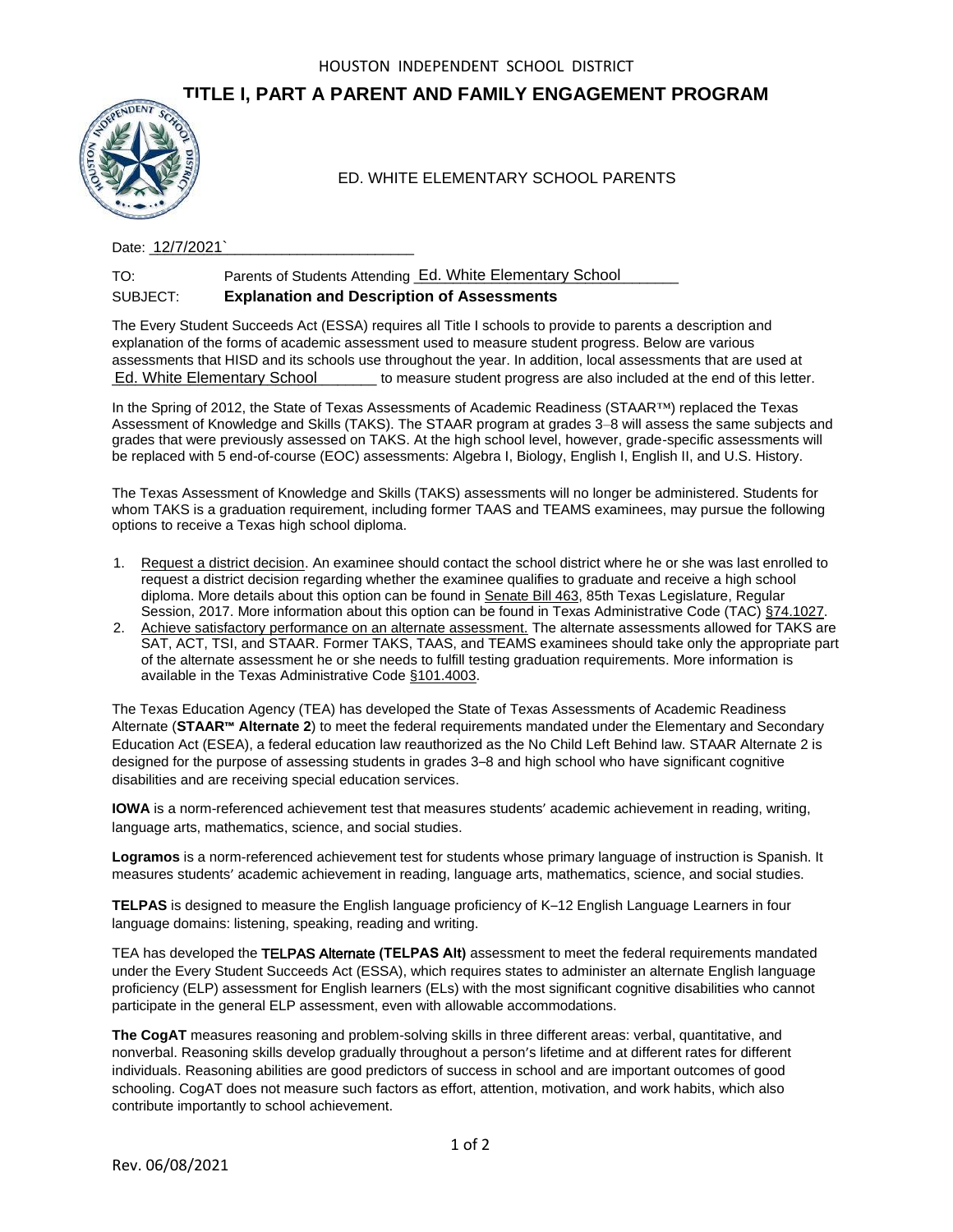HOUSTON INDEPENDENT SCHOOL DISTRICT

# TITLE I, PART A PARENT AND FAMILY ENGAGEMENT PROGRAM

ED. WHITE ELEMENTARY SCHOOL PARENTS

Date: 12/7/2021`

TO: Parents of Students Attending Ed. White Elementary School

SUBJECT: **Explanation and Description of Assessments**

The Every Student Succeeds Act (ESSA) requires all Title I schools to provide to parents a description and explanation of the forms of academic assessment used to measure student progress. Below are various assessments that HISD and its schools use throughout the year. In addition, local assessments that are used at Ed. White Elementary School to measure student progress are also included at the end of this letter.

In the Spring of 2012, the State of Texas Assessments of Academic Readiness (STAAR™) replaced the Texas Assessment of Knowledge and Skills (TAKS). The STAAR program at grades 3–8 will assess the same subjects and grades that were previously assessed on TAKS. At the high school level, however, grade-specific assessments will be replaced with 5 end-of-course (EOC) assessments: Algebra I, Biology, English I, English II, and U.S. History.

The Texas Assessment of Knowledge and Skills (TAKS) assessments will no longer be administered. Students for whom TAKS is a graduation requirement, including former TAAS and TEAMS examinees, may pursue the following options to receive a Texas high school diploma.

1. Request a district decision. An examinee should contact the school district where he or she was last enrolled to request a district decision regarding whether the examinee qualifies to graduate and receive a high school diploma. More details about this option can be found in Senate Bill 463, 85th Texas Legislature, Regular Session, 2017. More information about this option can be found in Texas Administrative Code (TAC) §74.1027.
2. Achieve satisfactory performance on an alternate assessment. The alternate assessments allowed for TAKS are SAT, ACT, TSI, and STAAR. Former TAKS, TAAS, and TEAMS examinees should take only the appropriate part of the alternate assessment he or she needs to fulfill testing graduation requirements. More information is available in the Texas Administrative Code §101.4003.

The Texas Education Agency (TEA) has developed the State of Texas Assessments of Academic Readiness Alternate (**STAAR™ Alternate 2**) to meet the federal requirements mandated under the Elementary and Secondary Education Act (ESEA), a federal education law reauthorized as the No Child Left Behind law. STAAR Alternate 2 is designed for the purpose of assessing students in grades 3–8 and high school who have significant cognitive disabilities and are receiving special education services.

**IOWA** is a norm-referenced achievement test that measures students' academic achievement in reading, writing, language arts, mathematics, science, and social studies.

**Logramos** is a norm-referenced achievement test for students whose primary language of instruction is Spanish. It measures students' academic achievement in reading, language arts, mathematics, science, and social studies.

**TELPAS** is designed to measure the English language proficiency of K–12 English Language Learners in four language domains: listening, speaking, reading and writing.

TEA has developed the **TELPAS Alternate (TELPAS Alt)** assessment to meet the federal requirements mandated under the Every Student Succeeds Act (ESSA), which requires states to administer an alternate English language proficiency (ELP) assessment for English learners (ELs) with the most significant cognitive disabilities who cannot participate in the general ELP assessment, even with allowable accommodations.

**The CogAT** measures reasoning and problem-solving skills in three different areas: verbal, quantitative, and nonverbal. Reasoning skills develop gradually throughout a person's lifetime and at different rates for different individuals. Reasoning abilities are good predictors of success in school and are important outcomes of good schooling. CogAT does not measure such factors as effort, attention, motivation, and work habits, which also contribute importantly to school achievement.

Rev. 06/08/2021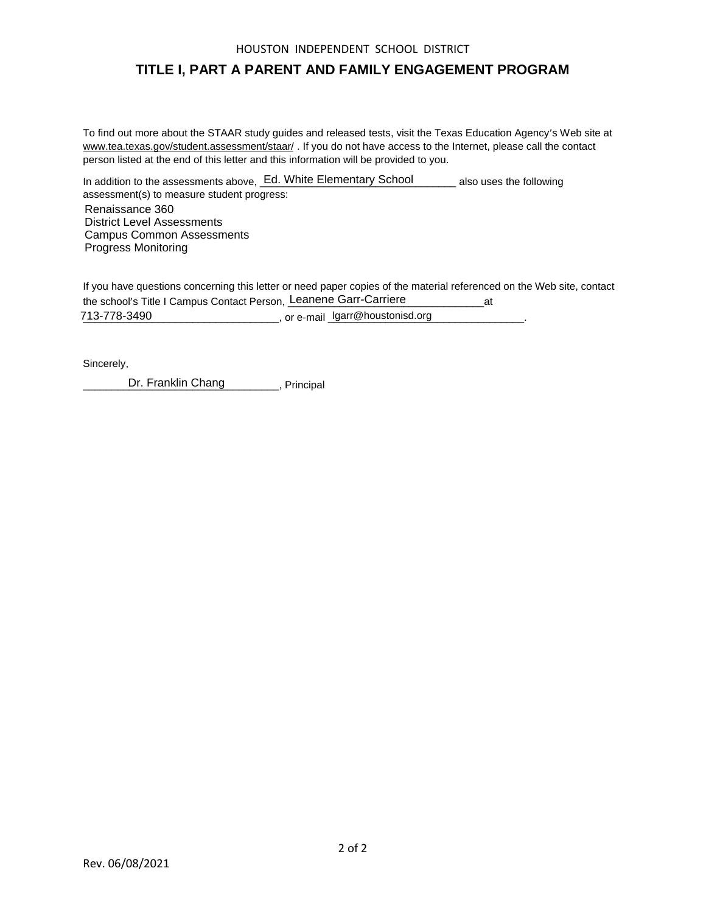HOUSTON INDEPENDENT SCHOOL DISTRICT

# TITLE I, PART A PARENT AND FAMILY ENGAGEMENT PROGRAM

To find out more about the STAAR study guides and released tests, visit the Texas Education Agency's Web site at www.tea.texas.gov/student.assessment/staar/ . If you do not have access to the Internet, please call the contact person listed at the end of this letter and this information will be provided to you.

In addition to the assessments above, Ed. White Elementary School also uses the following assessment(s) to measure student progress:

Renaissance 360
District Level Assessments
Campus Common Assessments
Progress Monitoring

If you have questions concerning this letter or need paper copies of the material referenced on the Web site, contact the school's Title I Campus Contact Person, Leanene Garr-Carriere at 713-778-3490, or e-mail lgarr@houstonisd.org.

Sincerely,

Dr. Franklin Chang, Principal

Rev. 06/08/2021